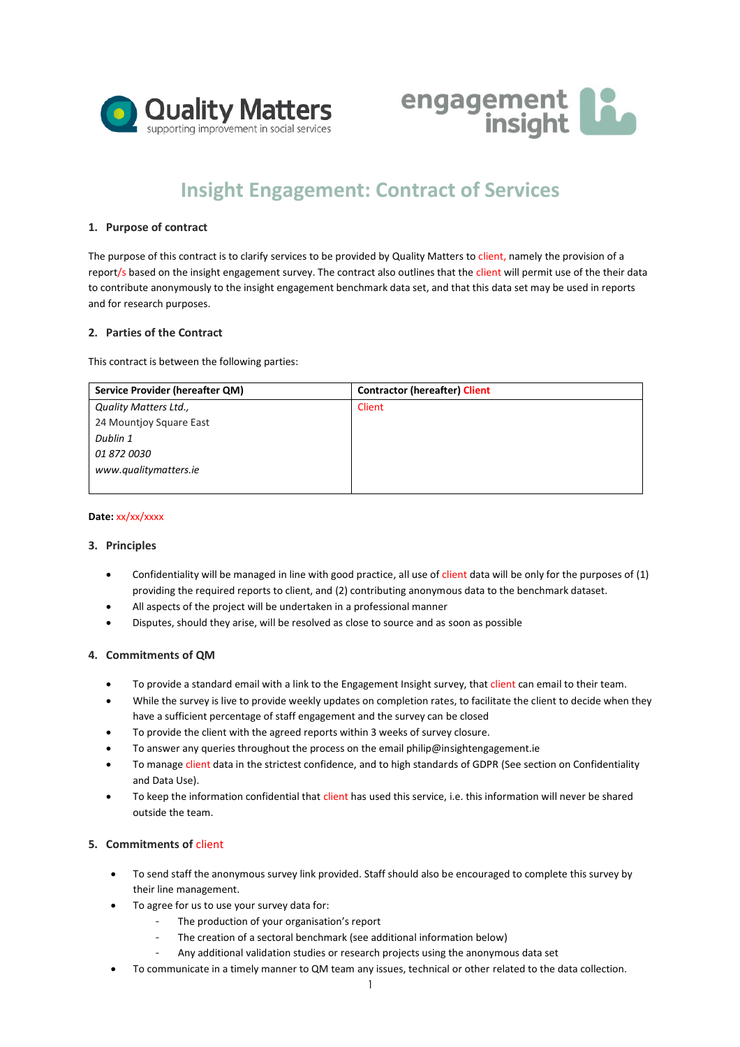Quality Matters
supporting improvement in social services

engagement insight

# Insight Engagement: Contract of Services

## 1. Purpose of contract

The purpose of this contract is to clarify services to be provided by Quality Matters to client, namely the provision of a report/s based on the insight engagement survey. The contract also outlines that the client will permit use of the their data to contribute anonymously to the insight engagement benchmark data set, and that this data set may be used in reports and for research purposes.

## 2. Parties of the Contract

This contract is between the following parties:

| **Service Provider (hereafter QM)** | **Contractor (hereafter) Client** |
|---|---|
| *Quality Matters Ltd.,*<br>24 Mountjoy Square East<br>*Dublin 1*<br>*01 872 0030*<br>*www.qualitymatters.ie* | Client |

**Date:** xx/xx/xxxx

## 3. Principles

- Confidentiality will be managed in line with good practice, all use of client data will be only for the purposes of (1) providing the required reports to client, and (2) contributing anonymous data to the benchmark dataset.
- All aspects of the project will be undertaken in a professional manner
- Disputes, should they arise, will be resolved as close to source and as soon as possible

## 4. Commitments of QM

- To provide a standard email with a link to the Engagement Insight survey, that client can email to their team.
- While the survey is live to provide weekly updates on completion rates, to facilitate the client to decide when they have a sufficient percentage of staff engagement and the survey can be closed
- To provide the client with the agreed reports within 3 weeks of survey closure.
- To answer any queries throughout the process on the email philip@insightengagement.ie
- To manage client data in the strictest confidence, and to high standards of GDPR (See section on Confidentiality and Data Use).
- To keep the information confidential that client has used this service, i.e. this information will never be shared outside the team.

## 5. Commitments of client

- To send staff the anonymous survey link provided. Staff should also be encouraged to complete this survey by their line management.
- To agree for us to use your survey data for:
  - The production of your organisation's report
  - The creation of a sectoral benchmark (see additional information below)
  - Any additional validation studies or research projects using the anonymous data set
- To communicate in a timely manner to QM team any issues, technical or other related to the data collection.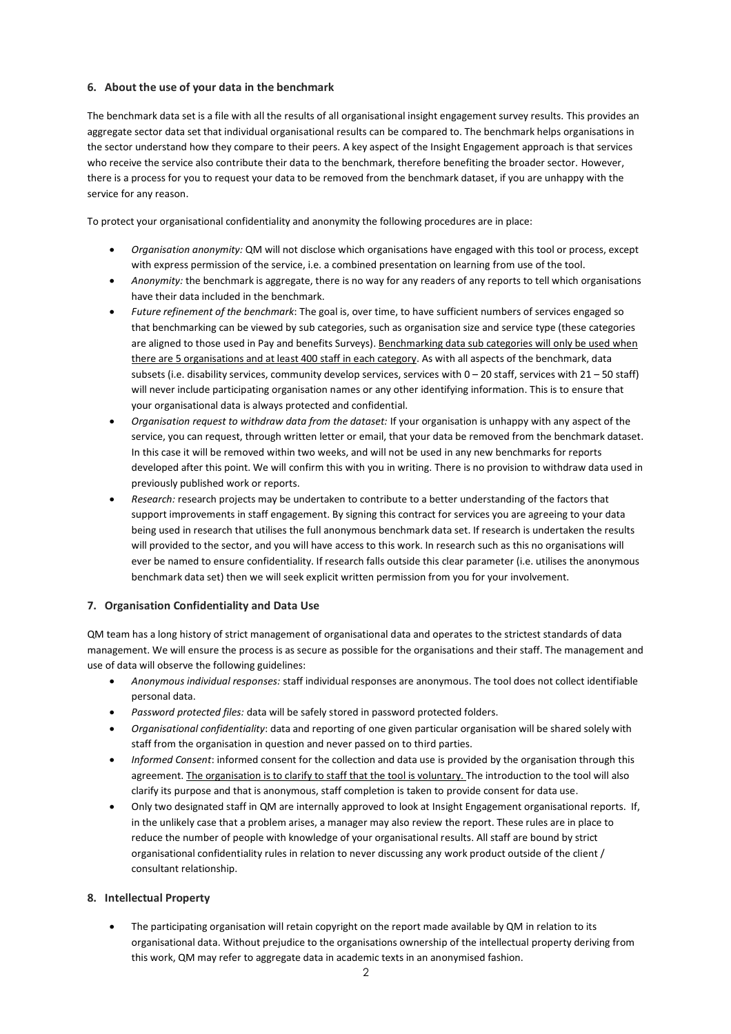## 6. About the use of your data in the benchmark

The benchmark data set is a file with all the results of all organisational insight engagement survey results. This provides an aggregate sector data set that individual organisational results can be compared to. The benchmark helps organisations in the sector understand how they compare to their peers. A key aspect of the Insight Engagement approach is that services who receive the service also contribute their data to the benchmark, therefore benefiting the broader sector. However, there is a process for you to request your data to be removed from the benchmark dataset, if you are unhappy with the service for any reason.

To protect your organisational confidentiality and anonymity the following procedures are in place:

- *Organisation anonymity:* QM will not disclose which organisations have engaged with this tool or process, except with express permission of the service, i.e. a combined presentation on learning from use of the tool.
- *Anonymity:* the benchmark is aggregate, there is no way for any readers of any reports to tell which organisations have their data included in the benchmark.
- *Future refinement of the benchmark*: The goal is, over time, to have sufficient numbers of services engaged so that benchmarking can be viewed by sub categories, such as organisation size and service type (these categories are aligned to those used in Pay and benefits Surveys). <u>Benchmarking data sub categories will only be used when there are 5 organisations and at least 400 staff in each category</u>. As with all aspects of the benchmark, data subsets (i.e. disability services, community develop services, services with 0 – 20 staff, services with 21 – 50 staff) will never include participating organisation names or any other identifying information. This is to ensure that your organisational data is always protected and confidential.
- *Organisation request to withdraw data from the dataset:* If your organisation is unhappy with any aspect of the service, you can request, through written letter or email, that your data be removed from the benchmark dataset. In this case it will be removed within two weeks, and will not be used in any new benchmarks for reports developed after this point. We will confirm this with you in writing. There is no provision to withdraw data used in previously published work or reports.
- *Research:* research projects may be undertaken to contribute to a better understanding of the factors that support improvements in staff engagement. By signing this contract for services you are agreeing to your data being used in research that utilises the full anonymous benchmark data set. If research is undertaken the results will provided to the sector, and you will have access to this work. In research such as this no organisations will ever be named to ensure confidentiality. If research falls outside this clear parameter (i.e. utilises the anonymous benchmark data set) then we will seek explicit written permission from you for your involvement.

## 7. Organisation Confidentiality and Data Use

QM team has a long history of strict management of organisational data and operates to the strictest standards of data management. We will ensure the process is as secure as possible for the organisations and their staff. The management and use of data will observe the following guidelines:

- *Anonymous individual responses:* staff individual responses are anonymous. The tool does not collect identifiable personal data.
- *Password protected files:* data will be safely stored in password protected folders.
- *Organisational confidentiality*: data and reporting of one given particular organisation will be shared solely with staff from the organisation in question and never passed on to third parties.
- *Informed Consent*: informed consent for the collection and data use is provided by the organisation through this agreement. <u>The organisation is to clarify to staff that the tool is voluntary.</u> The introduction to the tool will also clarify its purpose and that is anonymous, staff completion is taken to provide consent for data use.
- Only two designated staff in QM are internally approved to look at Insight Engagement organisational reports. If, in the unlikely case that a problem arises, a manager may also review the report. These rules are in place to reduce the number of people with knowledge of your organisational results. All staff are bound by strict organisational confidentiality rules in relation to never discussing any work product outside of the client / consultant relationship.

## 8. Intellectual Property

- The participating organisation will retain copyright on the report made available by QM in relation to its organisational data. Without prejudice to the organisations ownership of the intellectual property deriving from this work, QM may refer to aggregate data in academic texts in an anonymised fashion.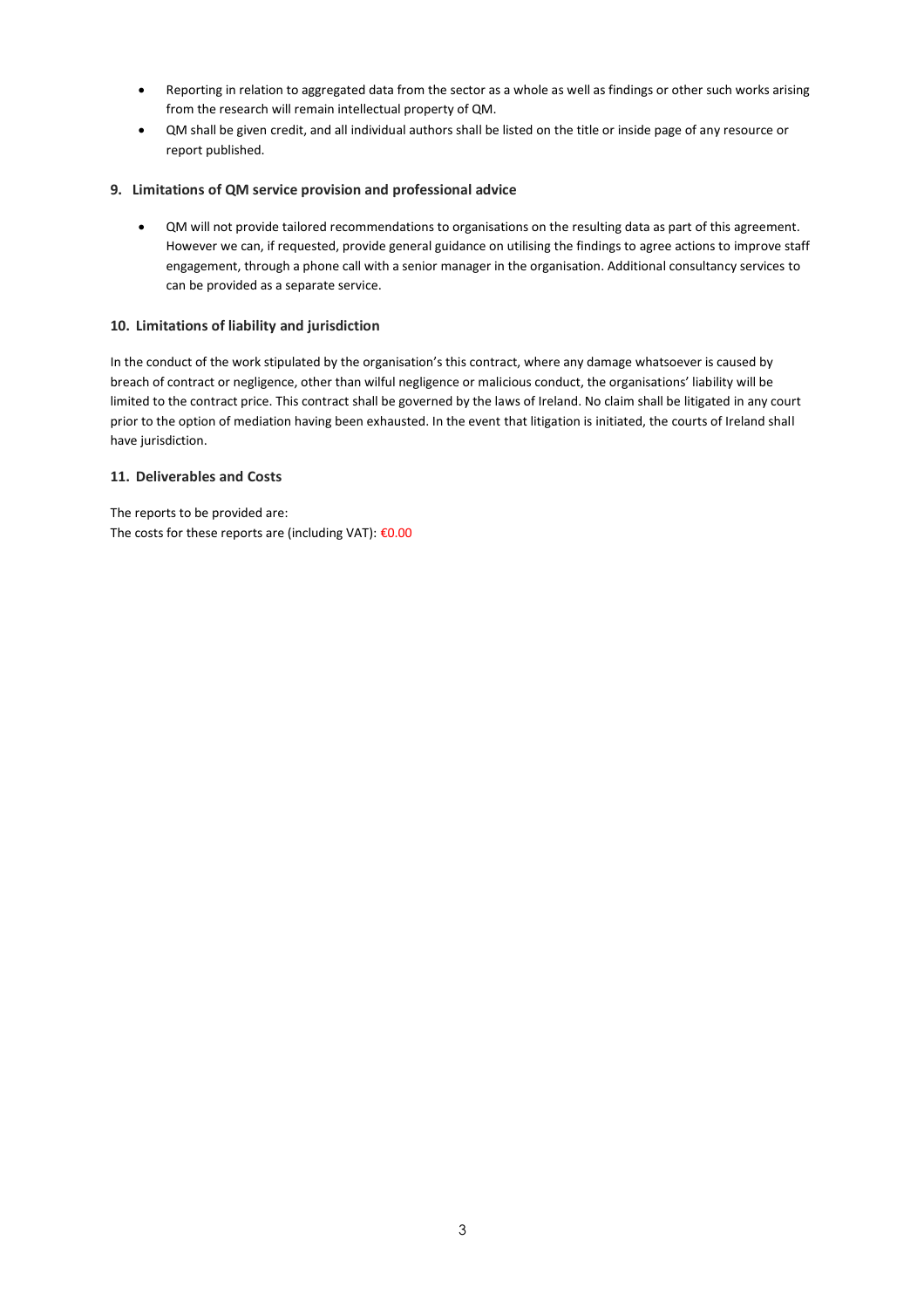- Reporting in relation to aggregated data from the sector as a whole as well as findings or other such works arising from the research will remain intellectual property of QM.
- QM shall be given credit, and all individual authors shall be listed on the title or inside page of any resource or report published.

## 9. Limitations of QM service provision and professional advice

- QM will not provide tailored recommendations to organisations on the resulting data as part of this agreement. However we can, if requested, provide general guidance on utilising the findings to agree actions to improve staff engagement, through a phone call with a senior manager in the organisation. Additional consultancy services to can be provided as a separate service.

## 10. Limitations of liability and jurisdiction

In the conduct of the work stipulated by the organisation's this contract, where any damage whatsoever is caused by breach of contract or negligence, other than wilful negligence or malicious conduct, the organisations' liability will be limited to the contract price. This contract shall be governed by the laws of Ireland. No claim shall be litigated in any court prior to the option of mediation having been exhausted. In the event that litigation is initiated, the courts of Ireland shall have jurisdiction.

## 11. Deliverables and Costs

The reports to be provided are:
The costs for these reports are (including VAT): €0.00